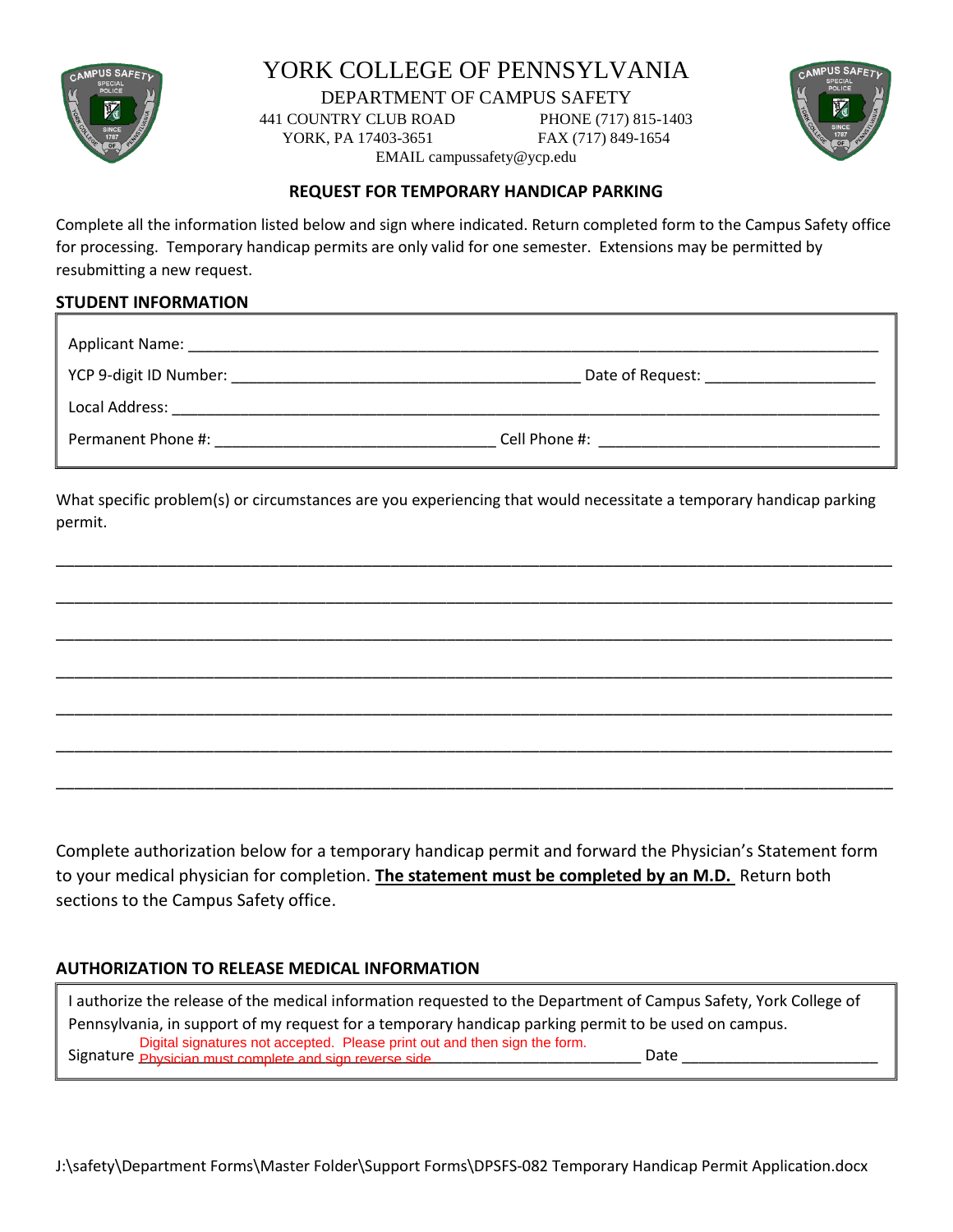# YORK COLLEGE OF PENNSYLVANIA

DEPARTMENT OF CAMPUS SAFETY
441 COUNTRY CLUB ROAD PHONE (717) 815-1403
YORK, PA 17403-3651 FAX (717) 849-1654
EMAIL campussafety@ycp.edu

## REQUEST FOR TEMPORARY HANDICAP PARKING

Complete all the information listed below and sign where indicated. Return completed form to the Campus Safety office for processing. Temporary handicap permits are only valid for one semester. Extensions may be permitted by resubmitting a new request.

### STUDENT INFORMATION

Applicant Name: ___________________________________________________________________

YCP 9-digit ID Number: ____________________________________ Date of Request: ____________________

Local Address: ______________________________________________________________________

Permanent Phone #: ________________________________ Cell Phone #: ________________________________

What specific problem(s) or circumstances are you experiencing that would necessitate a temporary handicap parking permit.

_____________________________________________________________________________________

_____________________________________________________________________________________

_____________________________________________________________________________________

_____________________________________________________________________________________

_____________________________________________________________________________________

_____________________________________________________________________________________

_____________________________________________________________________________________

Complete authorization below for a temporary handicap permit and forward the Physician's Statement form to your medical physician for completion. **The statement must be completed by an M.D.** Return both sections to the Campus Safety office.

### AUTHORIZATION TO RELEASE MEDICAL INFORMATION

I authorize the release of the medical information requested to the Department of Campus Safety, York College of Pennsylvania, in support of my request for a temporary handicap parking permit to be used on campus.

Signature Digital signatures not accepted. Please print out and then sign the form. Physician must complete and sign reverse side ________________________ Date ______________________

J:\safety\Department Forms\Master Folder\Support Forms\DPSFS-082 Temporary Handicap Permit Application.docx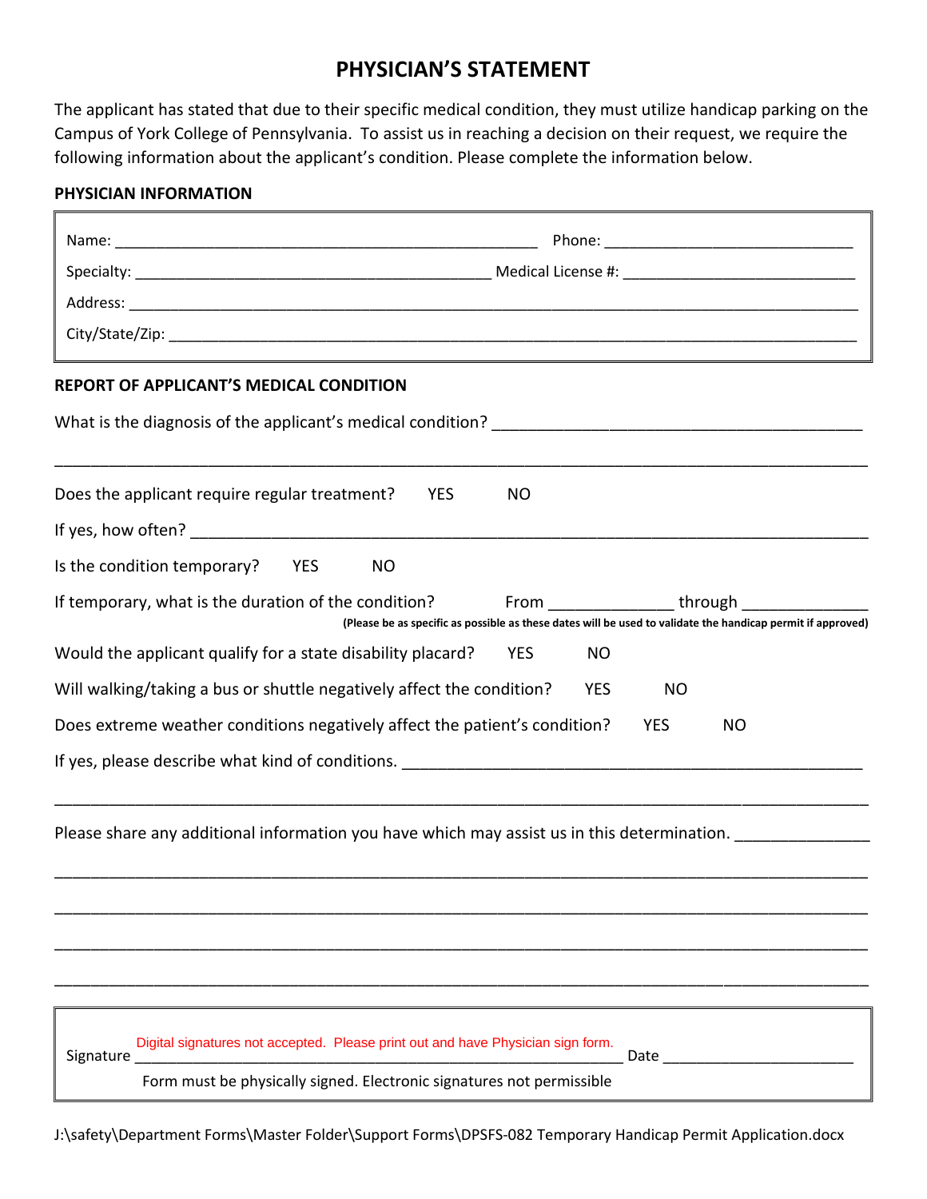# PHYSICIAN'S STATEMENT

The applicant has stated that due to their specific medical condition, they must utilize handicap parking on the Campus of York College of Pennsylvania. To assist us in reaching a decision on their request, we require the following information about the applicant's condition. Please complete the information below.

**PHYSICIAN INFORMATION**

Name: ______________________________________________ Phone: ____________________________

Specialty: ______________________________________ Medical License #: ___________________________

Address: _________________________________________________________________________________

City/State/Zip: ____________________________________________________________________________

**REPORT OF APPLICANT'S MEDICAL CONDITION**

What is the diagnosis of the applicant's medical condition? ________________________________________

_______________________________________________________________________________________

Does the applicant require regular treatment? YES NO

If yes, how often? _______________________________________________________________________

Is the condition temporary? YES NO

If temporary, what is the duration of the condition? From _____________ through _____________

**(Please be as specific as possible as these dates will be used to validate the handicap permit if approved)**

Would the applicant qualify for a state disability placard? YES NO

Will walking/taking a bus or shuttle negatively affect the condition? YES NO

Does extreme weather conditions negatively affect the patient's condition? YES NO

If yes, please describe what kind of conditions. _________________________________________________

_______________________________________________________________________________________

Please share any additional information you have which may assist us in this determination. _____________

_______________________________________________________________________________________

_______________________________________________________________________________________

_______________________________________________________________________________________

_______________________________________________________________________________________

Digital signatures not accepted. Please print out and have Physician sign form.

Signature ______________________________________________________ Date _____________________

Form must be physically signed. Electronic signatures not permissible

J:\safety\Department Forms\Master Folder\Support Forms\DPSFS-082 Temporary Handicap Permit Application.docx